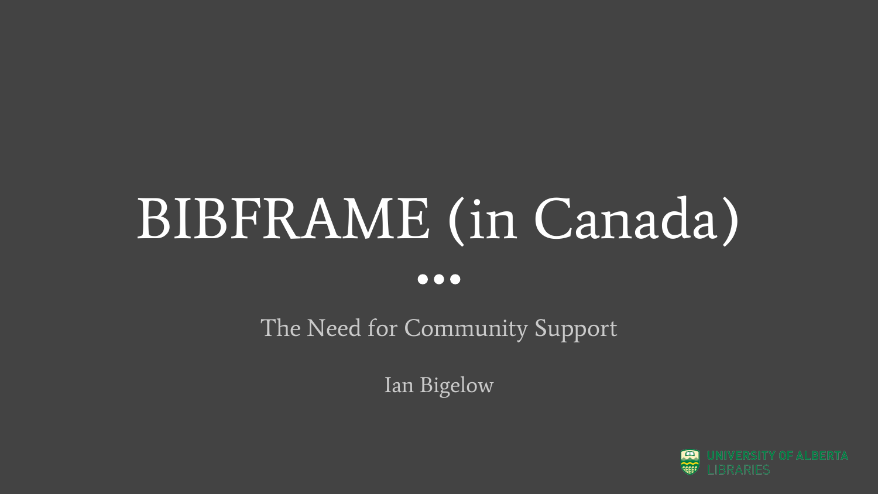# BIBFRAME (in Canada)

•••

The Need for Community Support

Ian Bigelow

UNIVERSITY OF ALBERTA LIBRARIES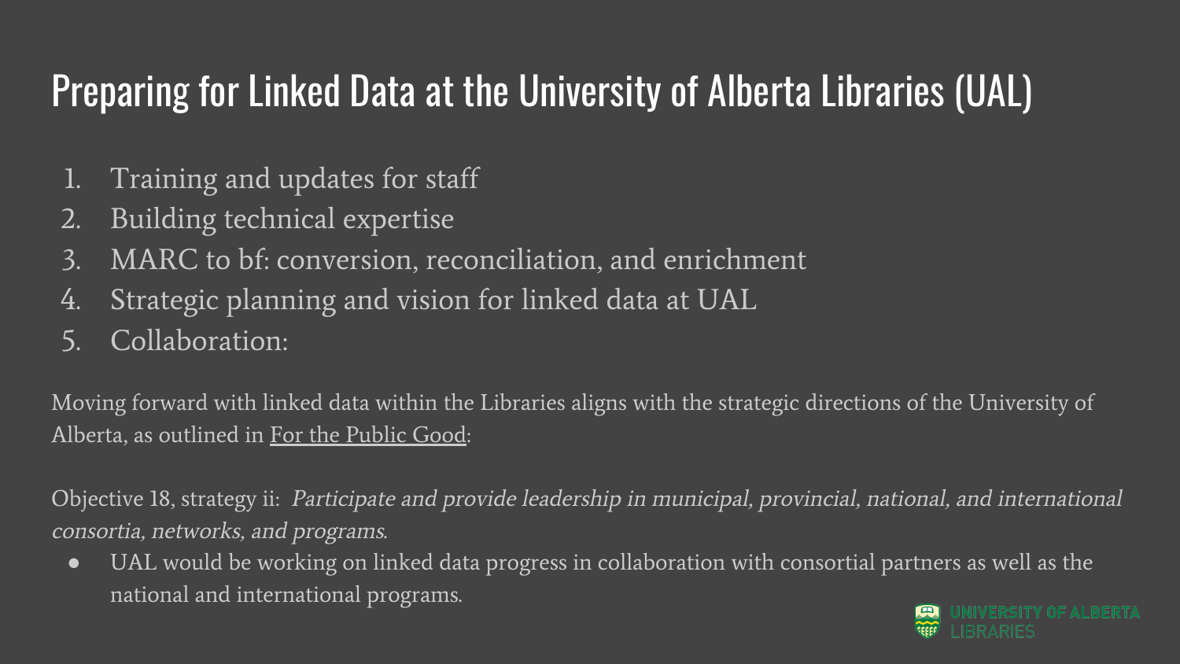# Preparing for Linked Data at the University of Alberta Libraries (UAL)

1. Training and updates for staff
2. Building technical expertise
3. MARC to bf: conversion, reconciliation, and enrichment
4. Strategic planning and vision for linked data at UAL
5. Collaboration:

Moving forward with linked data within the Libraries aligns with the strategic directions of the University of Alberta, as outlined in For the Public Good:

Objective 18, strategy ii: *Participate and provide leadership in municipal, provincial, national, and international consortia, networks, and programs.*

- UAL would be working on linked data progress in collaboration with consortial partners as well as the national and international programs.

UNIVERSITY OF ALBERTA LIBRARIES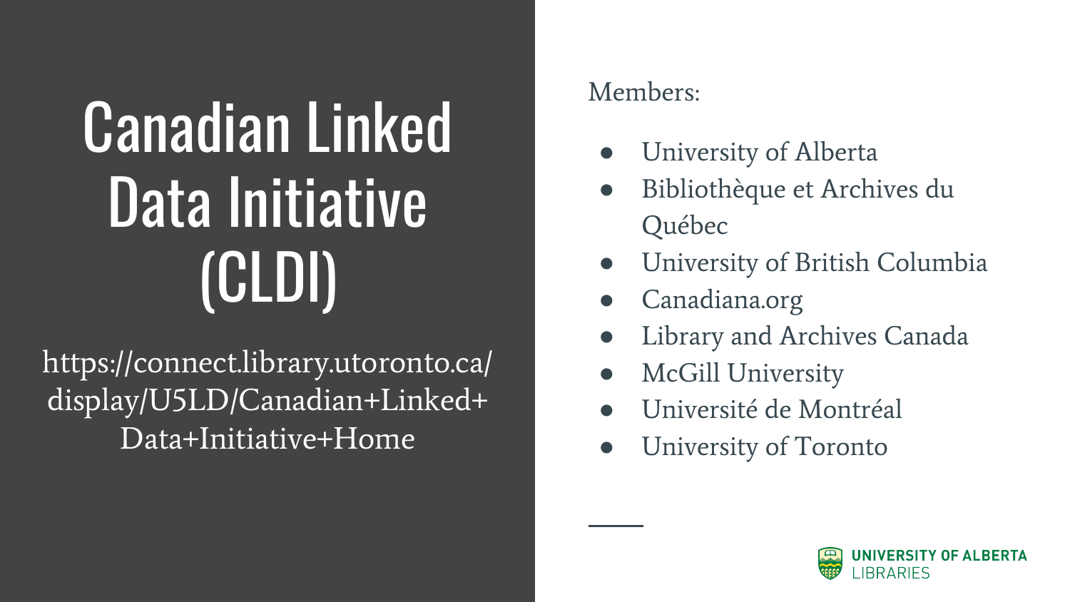# Canadian Linked Data Initiative (CLDI)

https://connect.library.utoronto.ca/display/U5LD/Canadian+Linked+Data+Initiative+Home

Members:

- University of Alberta
- Bibliothèque et Archives du Québec
- University of British Columbia
- Canadiana.org
- Library and Archives Canada
- McGill University
- Université de Montréal
- University of Toronto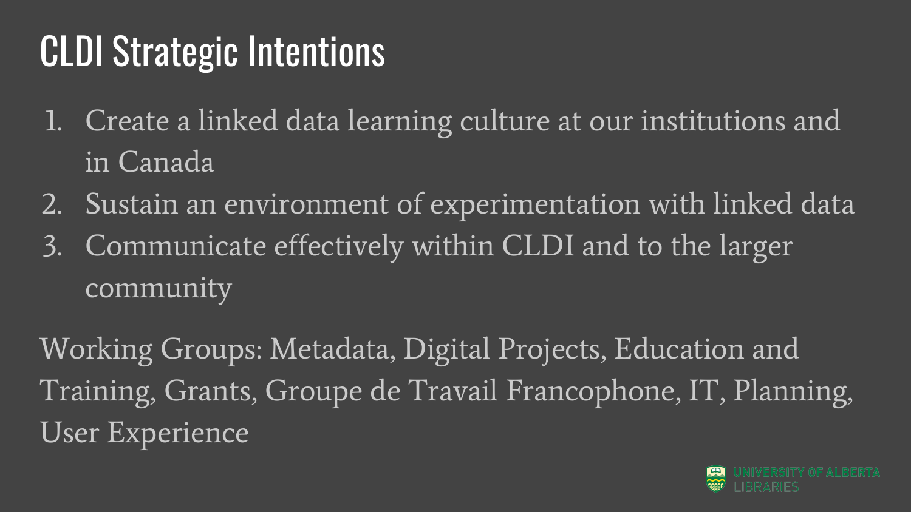# CLDI Strategic Intentions

1. Create a linked data learning culture at our institutions and in Canada
2. Sustain an environment of experimentation with linked data
3. Communicate effectively within CLDI and to the larger community

Working Groups: Metadata, Digital Projects, Education and Training, Grants, Groupe de Travail Francophone, IT, Planning, User Experience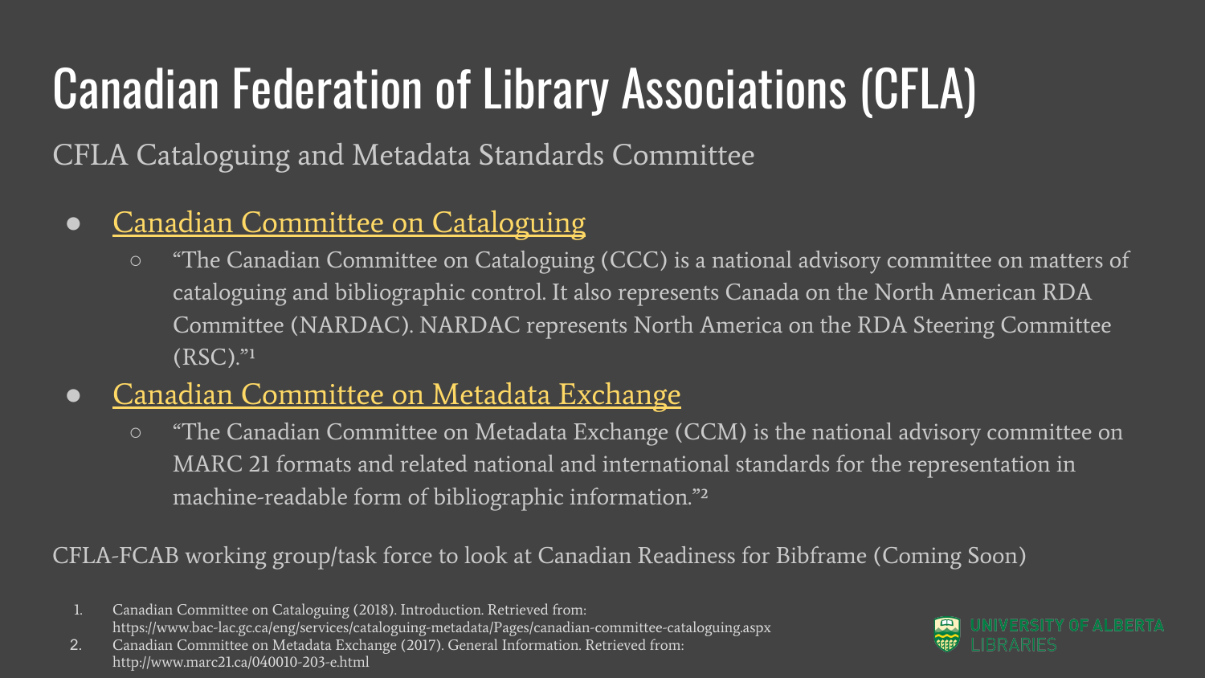# Canadian Federation of Library Associations (CFLA)

CFLA Cataloguing and Metadata Standards Committee

- Canadian Committee on Cataloguing
  - "The Canadian Committee on Cataloguing (CCC) is a national advisory committee on matters of cataloguing and bibliographic control. It also represents Canada on the North American RDA Committee (NARDAC). NARDAC represents North America on the RDA Steering Committee (RSC)."[1]
- Canadian Committee on Metadata Exchange
  - "The Canadian Committee on Metadata Exchange (CCM) is the national advisory committee on MARC 21 formats and related national and international standards for the representation in machine-readable form of bibliographic information."[2]

CFLA-FCAB working group/task force to look at Canadian Readiness for Bibframe (Coming Soon)

1. Canadian Committee on Cataloguing (2018). Introduction. Retrieved from: https://www.bac-lac.gc.ca/eng/services/cataloguing-metadata/Pages/canadian-committee-cataloguing.aspx
2. Canadian Committee on Metadata Exchange (2017). General Information. Retrieved from: http://www.marc21.ca/040010-203-e.html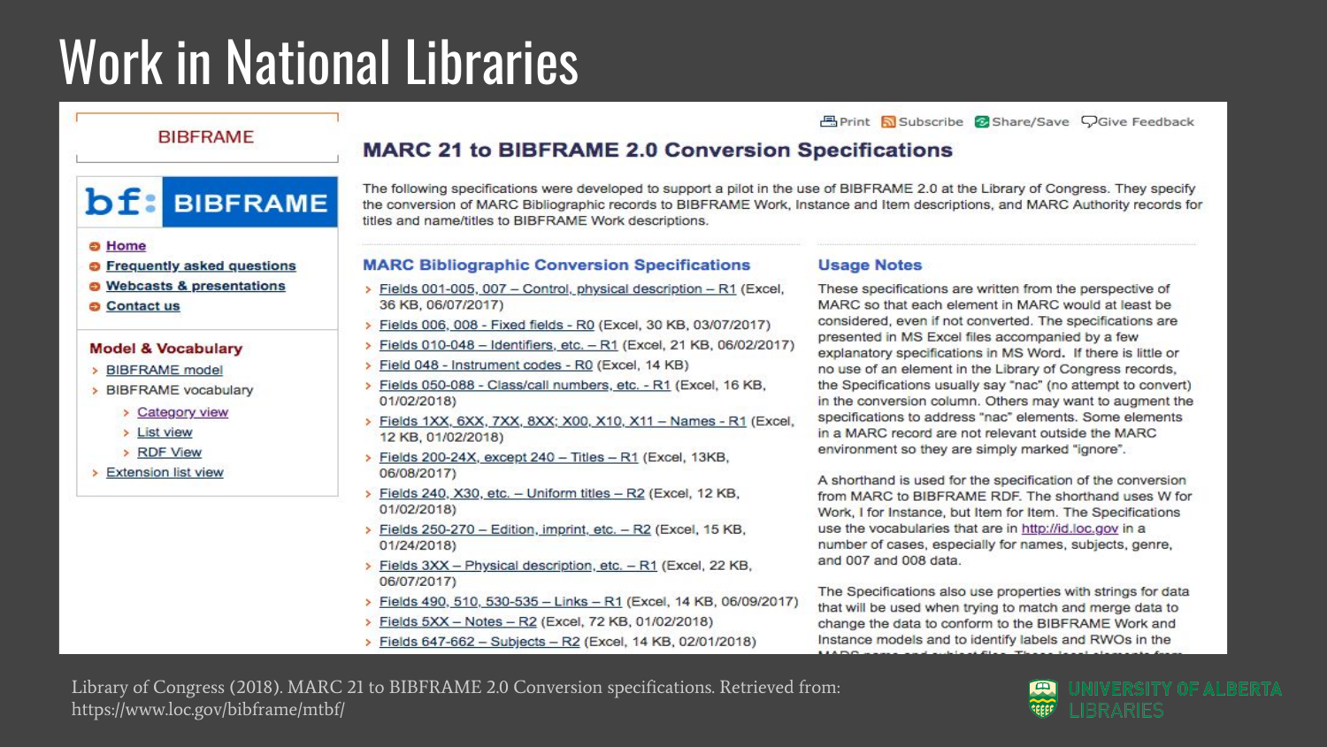# Work in National Libraries

BIBFRAME

bf: BIBFRAME

- Home
- Frequently asked questions
- Webcasts & presentations
- Contact us

**Model & Vocabulary**

- BIBFRAME model
- BIBFRAME vocabulary
  - Category view
  - List view
  - RDF View
- Extension list view

Print Subscribe Share/Save Give Feedback

## MARC 21 to BIBFRAME 2.0 Conversion Specifications

The following specifications were developed to support a pilot in the use of BIBFRAME 2.0 at the Library of Congress. They specify the conversion of MARC Bibliographic records to BIBFRAME Work, Instance and Item descriptions, and MARC Authority records for titles and name/titles to BIBFRAME Work descriptions.

### MARC Bibliographic Conversion Specifications

- Fields 001-005, 007 – Control, physical description – R1 (Excel, 36 KB, 06/07/2017)
- Fields 006, 008 - Fixed fields - R0 (Excel, 30 KB, 03/07/2017)
- Fields 010-048 – Identifiers, etc. – R1 (Excel, 21 KB, 06/02/2017)
- Field 048 - Instrument codes - R0 (Excel, 14 KB)
- Fields 050-088 - Class/call numbers, etc. - R1 (Excel, 16 KB, 01/02/2018)
- Fields 1XX, 6XX, 7XX, 8XX; X00, X10, X11 – Names - R1 (Excel, 12 KB, 01/02/2018)
- Fields 200-24X, except 240 – Titles – R1 (Excel, 13KB, 06/08/2017)
- Fields 240, X30, etc. – Uniform titles – R2 (Excel, 12 KB, 01/02/2018)
- Fields 250-270 – Edition, imprint, etc. – R2 (Excel, 15 KB, 01/24/2018)
- Fields 3XX – Physical description, etc. – R1 (Excel, 22 KB, 06/07/2017)
- Fields 490, 510, 530-535 – Links – R1 (Excel, 14 KB, 06/09/2017)
- Fields 5XX – Notes – R2 (Excel, 72 KB, 01/02/2018)
- Fields 647-662 – Subjects – R2 (Excel, 14 KB, 02/01/2018)

### Usage Notes

These specifications are written from the perspective of MARC so that each element in MARC would at least be considered, even if not converted. The specifications are presented in MS Excel files accompanied by a few explanatory specifications in MS Word. If there is little or no use of an element in the Library of Congress records, the Specifications usually say "nac" (no attempt to convert) in the conversion column. Others may want to augment the specifications to address "nac" elements. Some elements in a MARC record are not relevant outside the MARC environment so they are simply marked "ignore".

A shorthand is used for the specification of the conversion from MARC to BIBFRAME RDF. The shorthand uses W for Work, I for Instance, but Item for Item. The Specifications use the vocabularies that are in http://id.loc.gov in a number of cases, especially for names, subjects, genre, and 007 and 008 data.

The Specifications also use properties with strings for data that will be used when trying to match and merge data to change the data to conform to the BIBFRAME Work and Instance models and to identify labels and RWOs in the

Library of Congress (2018). MARC 21 to BIBFRAME 2.0 Conversion specifications. Retrieved from: https://www.loc.gov/bibframe/mtbf/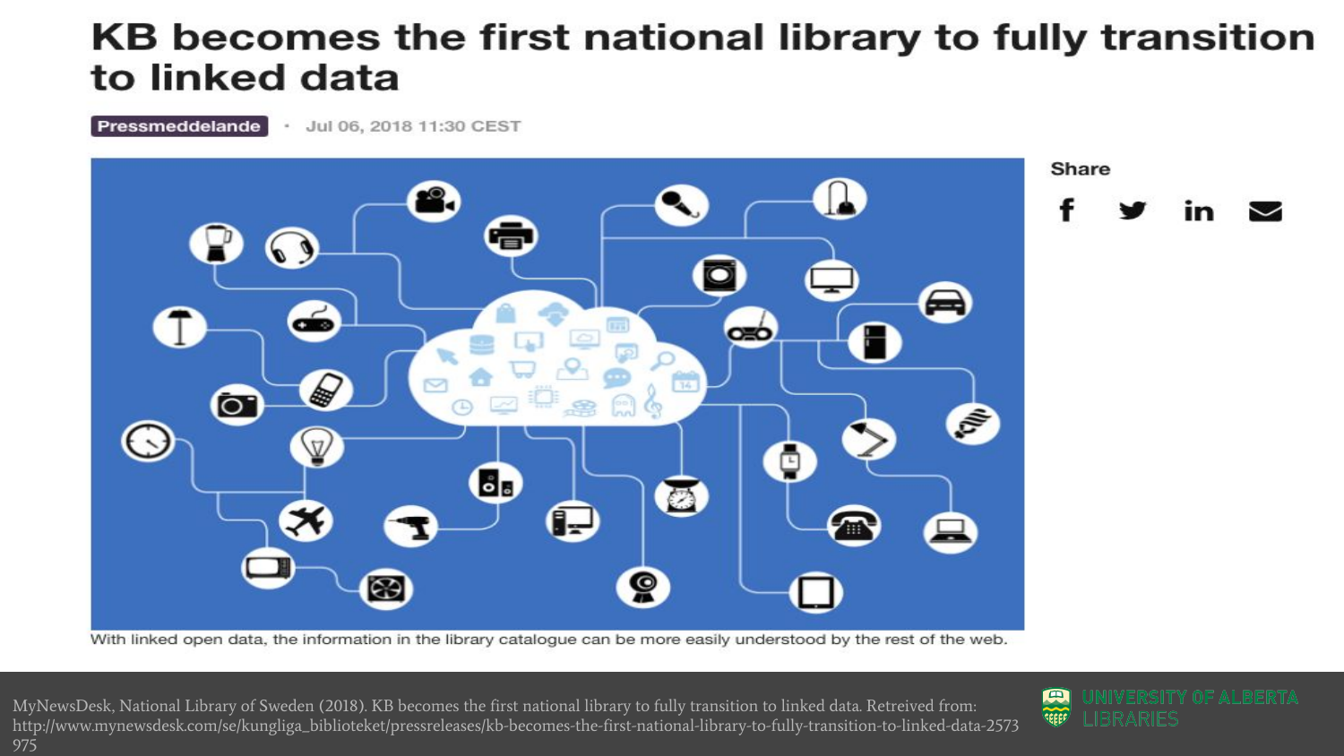# KB becomes the first national library to fully transition to linked data

Pressmeddelande · Jul 06, 2018 11:30 CEST

Share

With linked open data, the information in the library catalogue can be more easily understood by the rest of the web.

MyNewsDesk, National Library of Sweden (2018). KB becomes the first national library to fully transition to linked data. Retrieved from: http://www.mynewsdesk.com/se/kungliga_biblioteket/pressreleases/kb-becomes-the-first-national-library-to-fully-transition-to-linked-data-2573975

UNIVERSITY OF ALBERTA LIBRARIES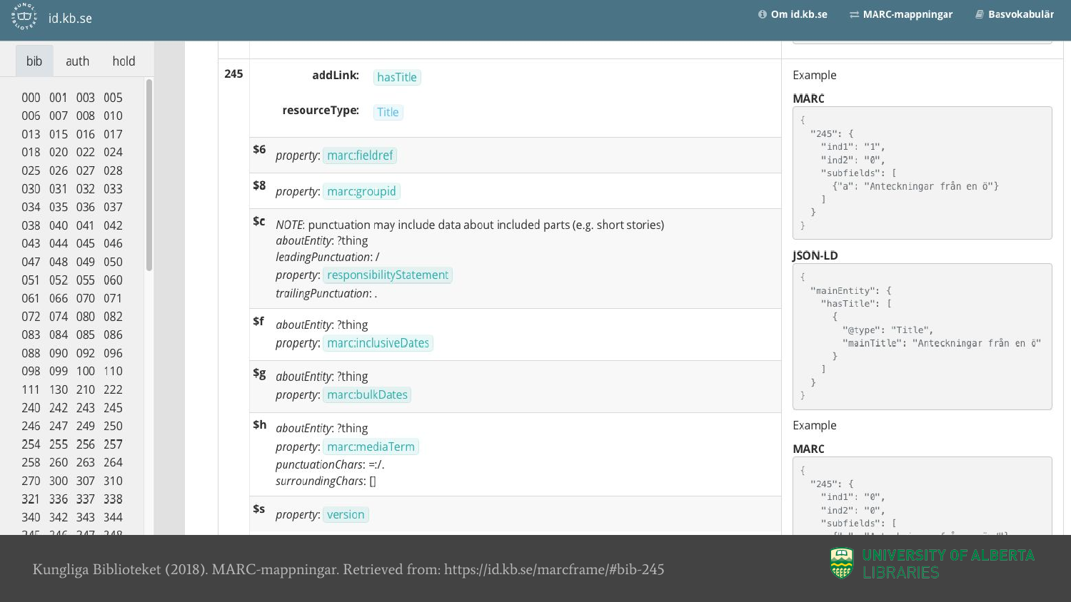id.kb.se

Om id.kb.se | MARC-mappningar | Basvokabulär

bib | auth | hold

000 001 003 005
006 007 008 010
013 015 016 017
018 020 022 024
025 026 027 028
030 031 032 033
034 035 036 037
038 040 041 042
043 044 045 046
047 048 049 050
051 052 055 060
061 066 070 071
072 074 080 082
083 084 085 086
088 090 092 096
098 099 100 110
111 130 210 222
240 242 243 245
246 247 249 250
254 255 256 257
258 260 263 264
270 300 307 310
321 336 337 338
340 342 343 344

**245**

**addLink:** hasTitle

**resourceType:** Title

**$6** *property*: marc:fieldref

**$8** *property*: marc:groupid

**$c** *NOTE*: punctuation may include data about included parts (e.g. short stories)
*aboutEntity*: ?thing
*leadingPunctuation*: /
*property*: responsibilityStatement
*trailingPunctuation*: .

**$f** *aboutEntity*: ?thing
*property*: marc:inclusiveDates

**$g** *aboutEntity*: ?thing
*property*: marc:bulkDates

**$h** *aboutEntity*: ?thing
*property*: marc:mediaTerm
*punctuationChars*: =:/.
*surroundingChars*: []

**$s** *property*: version

Example

**MARC**

```
{
  "245": {
    "ind1": "1",
    "ind2": "0",
    "subfields": [
      {"a": "Anteckningar från en ö"}
    ]
  }
}
```

**JSON-LD**

```
{
  "mainEntity": {
    "hasTitle": [
      {
        "@type": "Title",
        "mainTitle": "Anteckningar från en ö"
      }
    ]
  }
}
```

Example

**MARC**

```
{
  "245": {
    "ind1": "0",
    "ind2": "0",
    "subfields": [
```

Kungliga Biblioteket (2018). MARC-mappningar. Retrieved from: https://id.kb.se/marcframe/#bib-245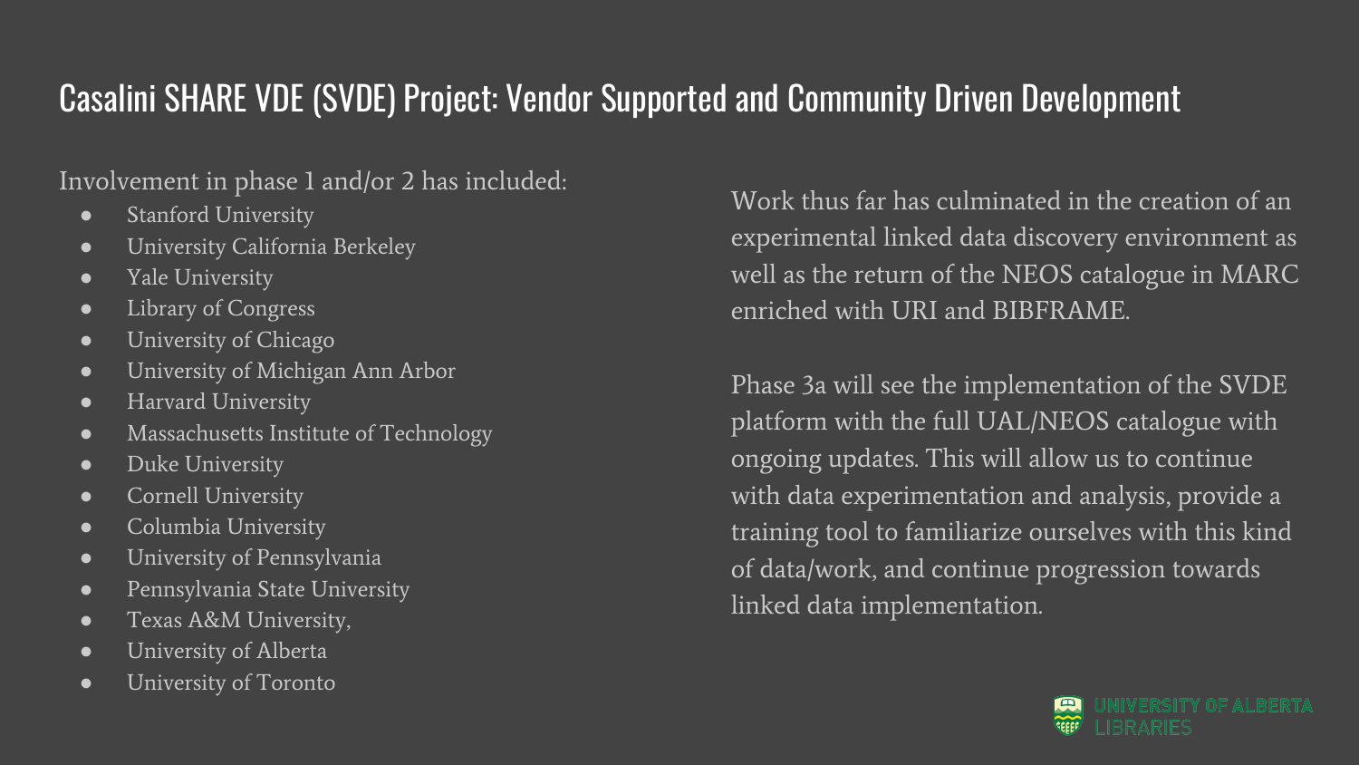# Casalini SHARE VDE (SVDE) Project: Vendor Supported and Community Driven Development

Involvement in phase 1 and/or 2 has included:

- Stanford University
- University California Berkeley
- Yale University
- Library of Congress
- University of Chicago
- University of Michigan Ann Arbor
- Harvard University
- Massachusetts Institute of Technology
- Duke University
- Cornell University
- Columbia University
- University of Pennsylvania
- Pennsylvania State University
- Texas A&M University,
- University of Alberta
- University of Toronto

Work thus far has culminated in the creation of an experimental linked data discovery environment as well as the return of the NEOS catalogue in MARC enriched with URI and BIBFRAME.

Phase 3a will see the implementation of the SVDE platform with the full UAL/NEOS catalogue with ongoing updates. This will allow us to continue with data experimentation and analysis, provide a training tool to familiarize ourselves with this kind of data/work, and continue progression towards linked data implementation.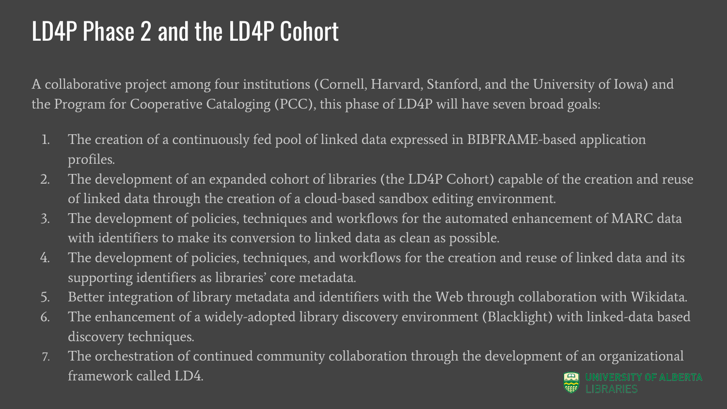# LD4P Phase 2 and the LD4P Cohort

A collaborative project among four institutions (Cornell, Harvard, Stanford, and the University of Iowa) and the Program for Cooperative Cataloging (PCC), this phase of LD4P will have seven broad goals:

1. The creation of a continuously fed pool of linked data expressed in BIBFRAME-based application profiles.
2. The development of an expanded cohort of libraries (the LD4P Cohort) capable of the creation and reuse of linked data through the creation of a cloud-based sandbox editing environment.
3. The development of policies, techniques and workflows for the automated enhancement of MARC data with identifiers to make its conversion to linked data as clean as possible.
4. The development of policies, techniques, and workflows for the creation and reuse of linked data and its supporting identifiers as libraries' core metadata.
5. Better integration of library metadata and identifiers with the Web through collaboration with Wikidata.
6. The enhancement of a widely-adopted library discovery environment (Blacklight) with linked-data based discovery techniques.
7. The orchestration of continued community collaboration through the development of an organizational framework called LD4.

UNIVERSITY OF ALBERTA LIBRARIES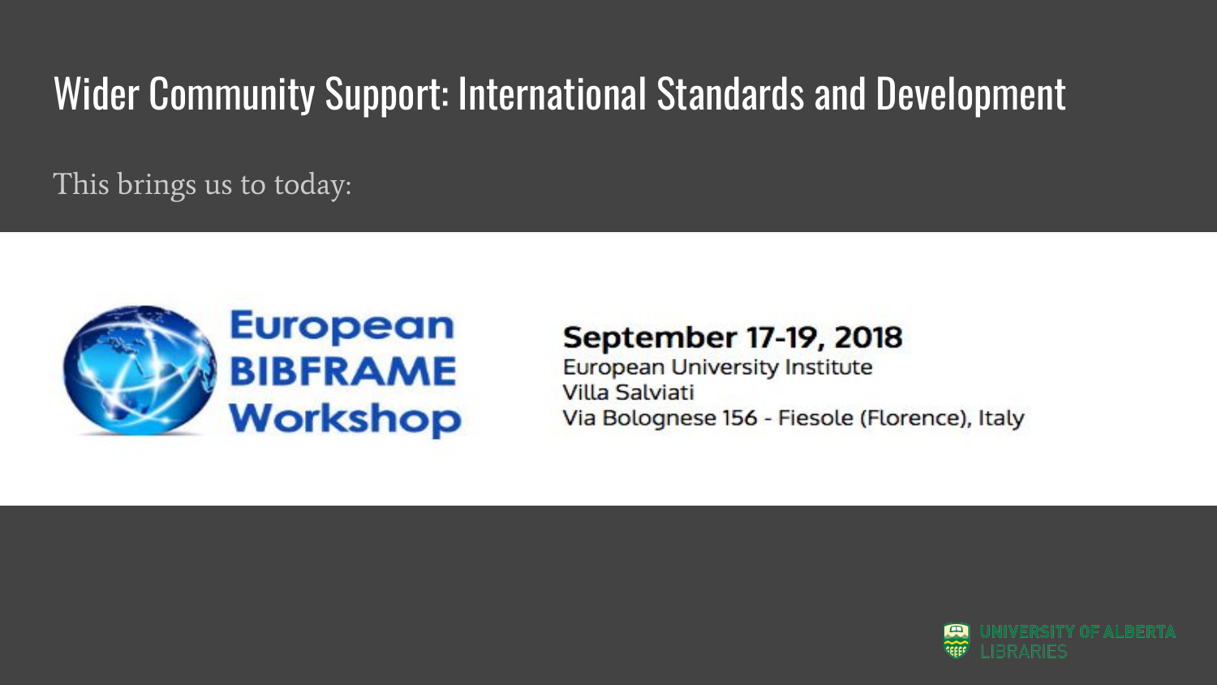# Wider Community Support: International Standards and Development

This brings us to today:

**European BIBFRAME Workshop**

**September 17-19, 2018**

European University Institute
Villa Salviati
Via Bolognese 156 - Fiesole (Florence), Italy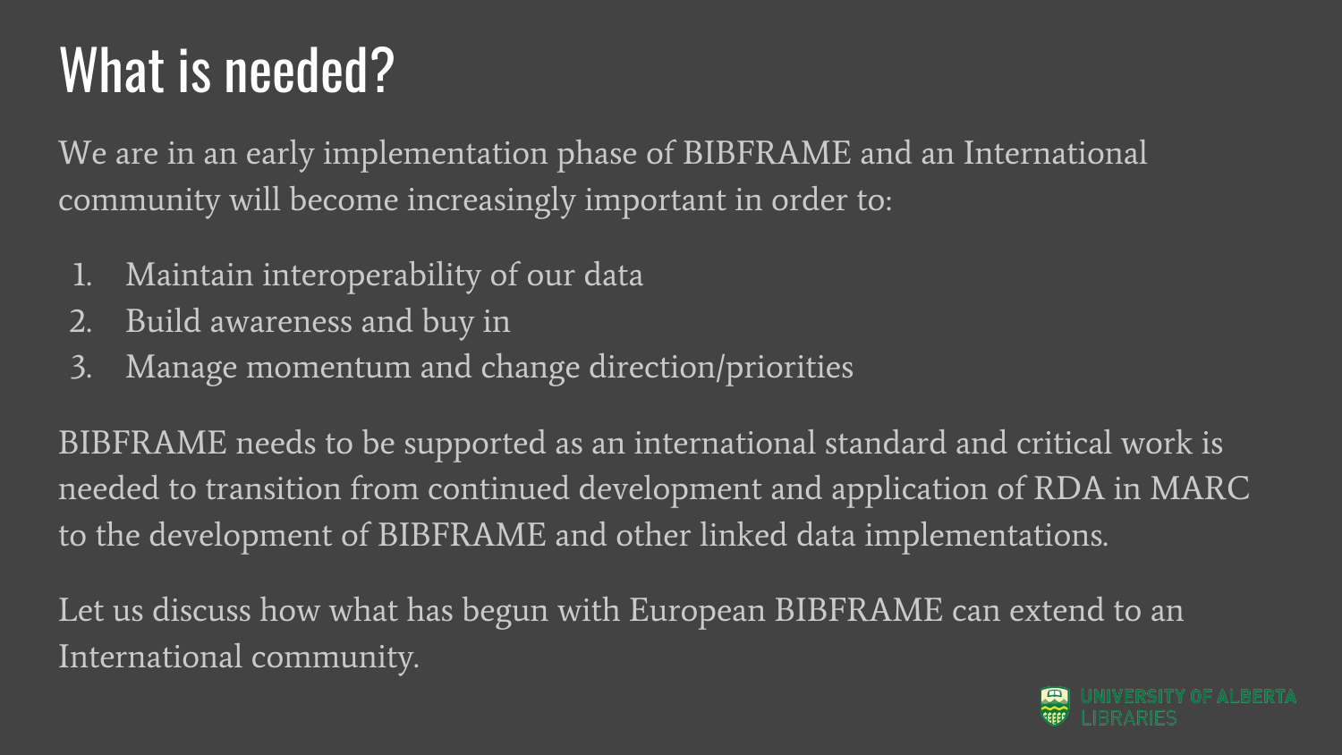# What is needed?

We are in an early implementation phase of BIBFRAME and an International community will become increasingly important in order to:

1. Maintain interoperability of our data
2. Build awareness and buy in
3. Manage momentum and change direction/priorities

BIBFRAME needs to be supported as an international standard and critical work is needed to transition from continued development and application of RDA in MARC to the development of BIBFRAME and other linked data implementations.

Let us discuss how what has begun with European BIBFRAME can extend to an International community.

UNIVERSITY OF ALBERTA
LIBRARIES